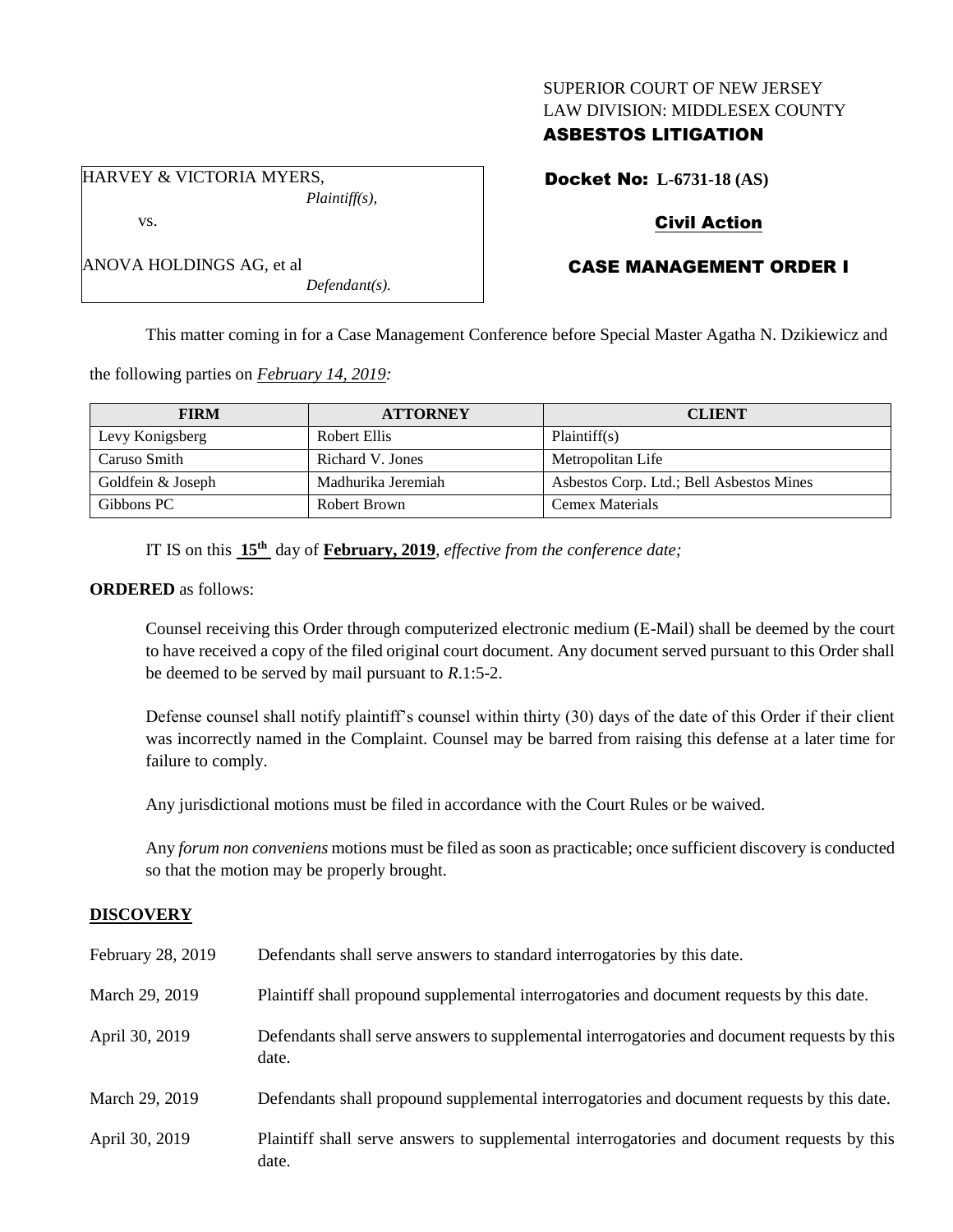SUPERIOR COURT OF NEW JERSEY
LAW DIVISION: MIDDLESEX COUNTY

**ASBESTOS LITIGATION**

HARVEY & VICTORIA MYERS,
*Plaintiff(s),*

vs.

ANOVA HOLDINGS AG, et al
*Defendant(s).*

**Docket No: L-6731-18 (AS)**

**Civil Action**

**CASE MANAGEMENT ORDER I**

This matter coming in for a Case Management Conference before Special Master Agatha N. Dzikiewicz and the following parties on *February 14, 2019:*

| FIRM | ATTORNEY | CLIENT |
| --- | --- | --- |
| Levy Konigsberg | Robert Ellis | Plaintiff(s) |
| Caruso Smith | Richard V. Jones | Metropolitan Life |
| Goldfein & Joseph | Madhurika Jeremiah | Asbestos Corp. Ltd.; Bell Asbestos Mines |
| Gibbons PC | Robert Brown | Cemex Materials |

IT IS on this **15th** day of **February, 2019**, *effective from the conference date;*

**ORDERED** as follows:

Counsel receiving this Order through computerized electronic medium (E-Mail) shall be deemed by the court to have received a copy of the filed original court document. Any document served pursuant to this Order shall be deemed to be served by mail pursuant to *R*.1:5-2.

Defense counsel shall notify plaintiff's counsel within thirty (30) days of the date of this Order if their client was incorrectly named in the Complaint. Counsel may be barred from raising this defense at a later time for failure to comply.

Any jurisdictional motions must be filed in accordance with the Court Rules or be waived.

Any *forum non conveniens* motions must be filed as soon as practicable; once sufficient discovery is conducted so that the motion may be properly brought.

## DISCOVERY

| | |
| --- | --- |
| February 28, 2019 | Defendants shall serve answers to standard interrogatories by this date. |
| March 29, 2019 | Plaintiff shall propound supplemental interrogatories and document requests by this date. |
| April 30, 2019 | Defendants shall serve answers to supplemental interrogatories and document requests by this date. |
| March 29, 2019 | Defendants shall propound supplemental interrogatories and document requests by this date. |
| April 30, 2019 | Plaintiff shall serve answers to supplemental interrogatories and document requests by this date. |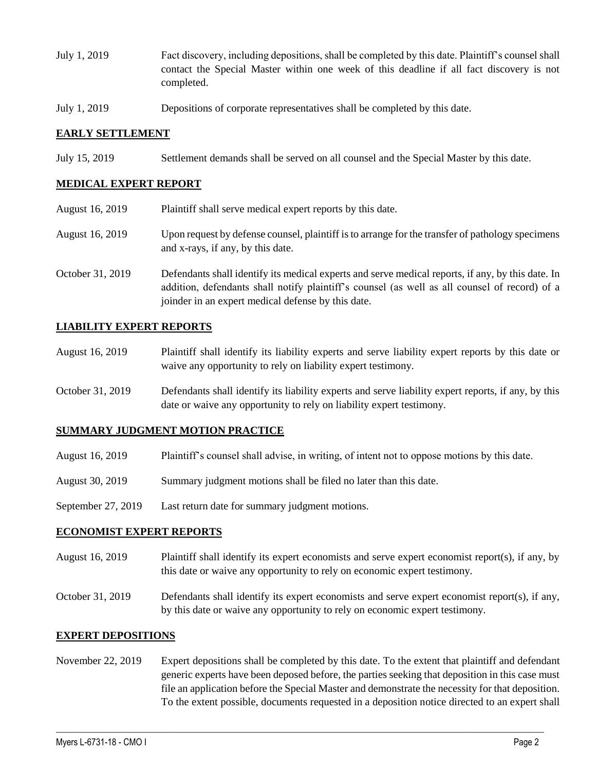July 1, 2019 Fact discovery, including depositions, shall be completed by this date. Plaintiff's counsel shall contact the Special Master within one week of this deadline if all fact discovery is not completed.

July 1, 2019 Depositions of corporate representatives shall be completed by this date.

## EARLY SETTLEMENT

July 15, 2019 Settlement demands shall be served on all counsel and the Special Master by this date.

## MEDICAL EXPERT REPORT

August 16, 2019 Plaintiff shall serve medical expert reports by this date.

August 16, 2019 Upon request by defense counsel, plaintiff is to arrange for the transfer of pathology specimens and x-rays, if any, by this date.

October 31, 2019 Defendants shall identify its medical experts and serve medical reports, if any, by this date. In addition, defendants shall notify plaintiff's counsel (as well as all counsel of record) of a joinder in an expert medical defense by this date.

## LIABILITY EXPERT REPORTS

August 16, 2019 Plaintiff shall identify its liability experts and serve liability expert reports by this date or waive any opportunity to rely on liability expert testimony.

October 31, 2019 Defendants shall identify its liability experts and serve liability expert reports, if any, by this date or waive any opportunity to rely on liability expert testimony.

## SUMMARY JUDGMENT MOTION PRACTICE

August 16, 2019 Plaintiff's counsel shall advise, in writing, of intent not to oppose motions by this date.

August 30, 2019 Summary judgment motions shall be filed no later than this date.

September 27, 2019 Last return date for summary judgment motions.

## ECONOMIST EXPERT REPORTS

August 16, 2019 Plaintiff shall identify its expert economists and serve expert economist report(s), if any, by this date or waive any opportunity to rely on economic expert testimony.

October 31, 2019 Defendants shall identify its expert economists and serve expert economist report(s), if any, by this date or waive any opportunity to rely on economic expert testimony.

## EXPERT DEPOSITIONS

November 22, 2019 Expert depositions shall be completed by this date. To the extent that plaintiff and defendant generic experts have been deposed before, the parties seeking that deposition in this case must file an application before the Special Master and demonstrate the necessity for that deposition. To the extent possible, documents requested in a deposition notice directed to an expert shall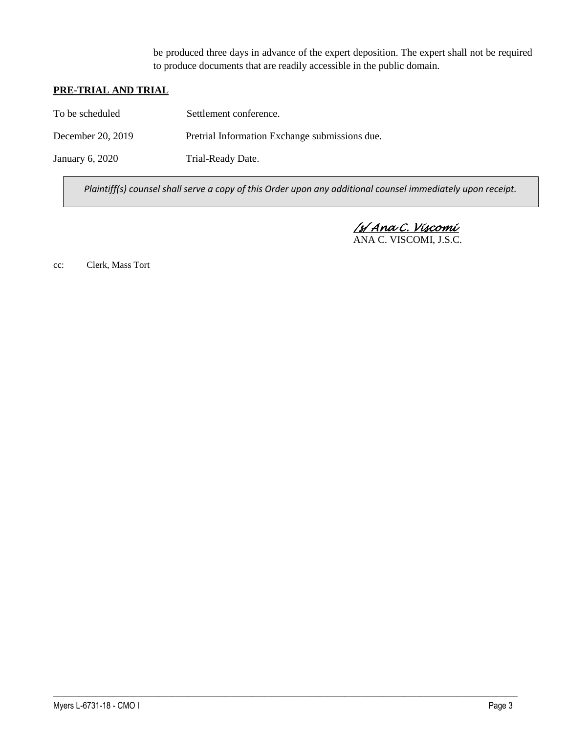be produced three days in advance of the expert deposition. The expert shall not be required to produce documents that are readily accessible in the public domain.

**PRE-TRIAL AND TRIAL**

| | |
|---|---|
| To be scheduled | Settlement conference. |
| December 20, 2019 | Pretrial Information Exchange submissions due. |
| January 6, 2020 | Trial-Ready Date. |

*Plaintiff(s) counsel shall serve a copy of this Order upon any additional counsel immediately upon receipt.*

*/s/ Ana C. Viscomi*
ANA C. VISCOMI, J.S.C.

cc: Clerk, Mass Tort